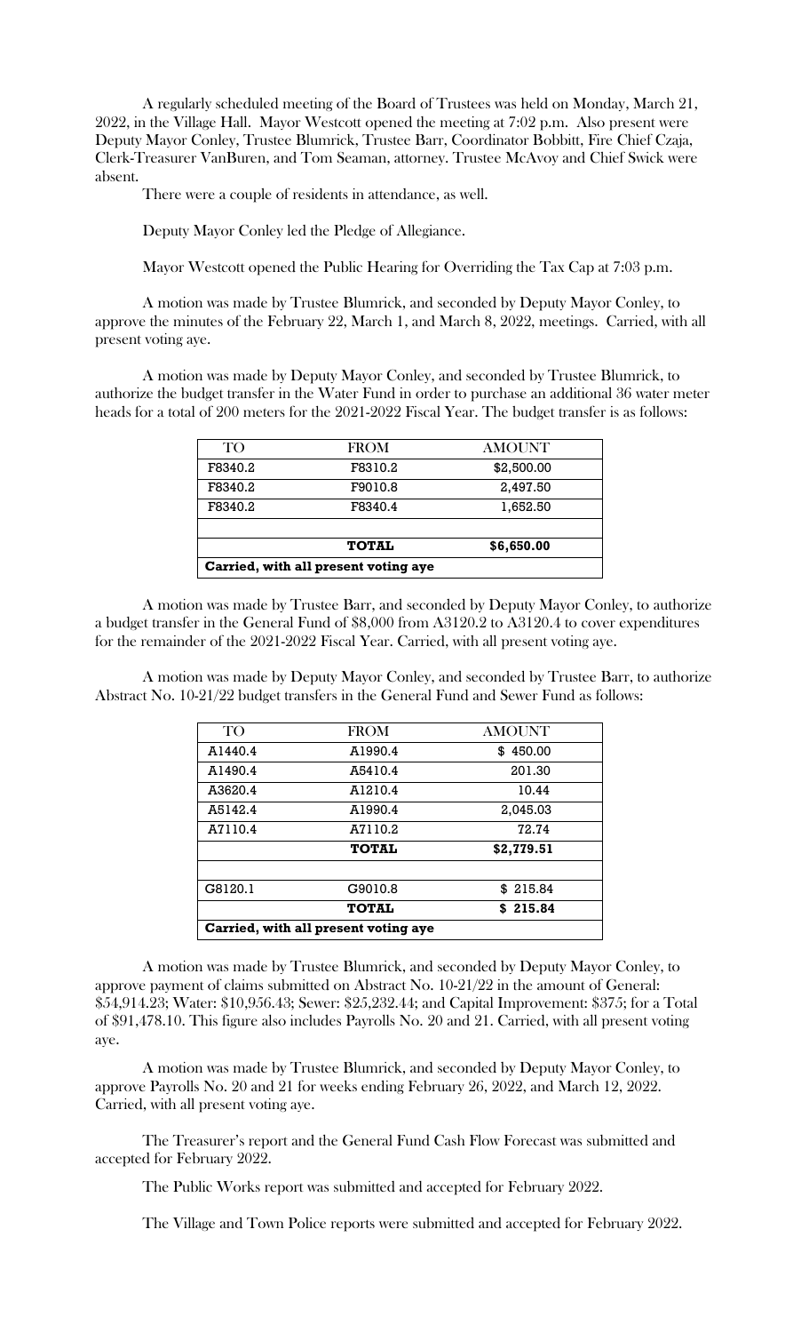A regularly scheduled meeting of the Board of Trustees was held on Monday, March 21, 2022, in the Village Hall. Mayor Westcott opened the meeting at 7:02 p.m. Also present were Deputy Mayor Conley, Trustee Blumrick, Trustee Barr, Coordinator Bobbitt, Fire Chief Czaja, Clerk-Treasurer VanBuren, and Tom Seaman, attorney. Trustee McAvoy and Chief Swick were absent.

There were a couple of residents in attendance, as well.

Deputy Mayor Conley led the Pledge of Allegiance.

Mayor Westcott opened the Public Hearing for Overriding the Tax Cap at 7:03 p.m.

A motion was made by Trustee Blumrick, and seconded by Deputy Mayor Conley, to approve the minutes of the February 22, March 1, and March 8, 2022, meetings. Carried, with all present voting aye.

A motion was made by Deputy Mayor Conley, and seconded by Trustee Blumrick, to authorize the budget transfer in the Water Fund in order to purchase an additional 36 water meter heads for a total of 200 meters for the 2021-2022 Fiscal Year. The budget transfer is as follows:

| TO | FROM | AMOUNT |
|---|---|---|
| F8340.2 | F8310.2 | $2,500.00 |
| F8340.2 | F9010.8 | 2,497.50 |
| F8340.2 | F8340.4 | 1,652.50 |
| | | |
| | **TOTAL** | **$6,650.00** |
| **Carried, with all present voting aye** | | |

A motion was made by Trustee Barr, and seconded by Deputy Mayor Conley, to authorize a budget transfer in the General Fund of $8,000 from A3120.2 to A3120.4 to cover expenditures for the remainder of the 2021-2022 Fiscal Year. Carried, with all present voting aye.

A motion was made by Deputy Mayor Conley, and seconded by Trustee Barr, to authorize Abstract No. 10-21/22 budget transfers in the General Fund and Sewer Fund as follows:

| TO | FROM | AMOUNT |
|---|---|---|
| A1440.4 | A1990.4 | $ 450.00 |
| A1490.4 | A5410.4 | 201.30 |
| A3620.4 | A1210.4 | 10.44 |
| A5142.4 | A1990.4 | 2,045.03 |
| A7110.4 | A7110.2 | 72.74 |
| | **TOTAL** | **$2,779.51** |
| | | |
| G8120.1 | G9010.8 | $ 215.84 |
| | **TOTAL** | **$ 215.84** |
| **Carried, with all present voting aye** | | |

A motion was made by Trustee Blumrick, and seconded by Deputy Mayor Conley, to approve payment of claims submitted on Abstract No. 10-21/22 in the amount of General: $54,914.23; Water: $10,956.43; Sewer: $25,232.44; and Capital Improvement: $375; for a Total of $91,478.10. This figure also includes Payrolls No. 20 and 21. Carried, with all present voting aye.

A motion was made by Trustee Blumrick, and seconded by Deputy Mayor Conley, to approve Payrolls No. 20 and 21 for weeks ending February 26, 2022, and March 12, 2022. Carried, with all present voting aye.

The Treasurer's report and the General Fund Cash Flow Forecast was submitted and accepted for February 2022.

The Public Works report was submitted and accepted for February 2022.

The Village and Town Police reports were submitted and accepted for February 2022.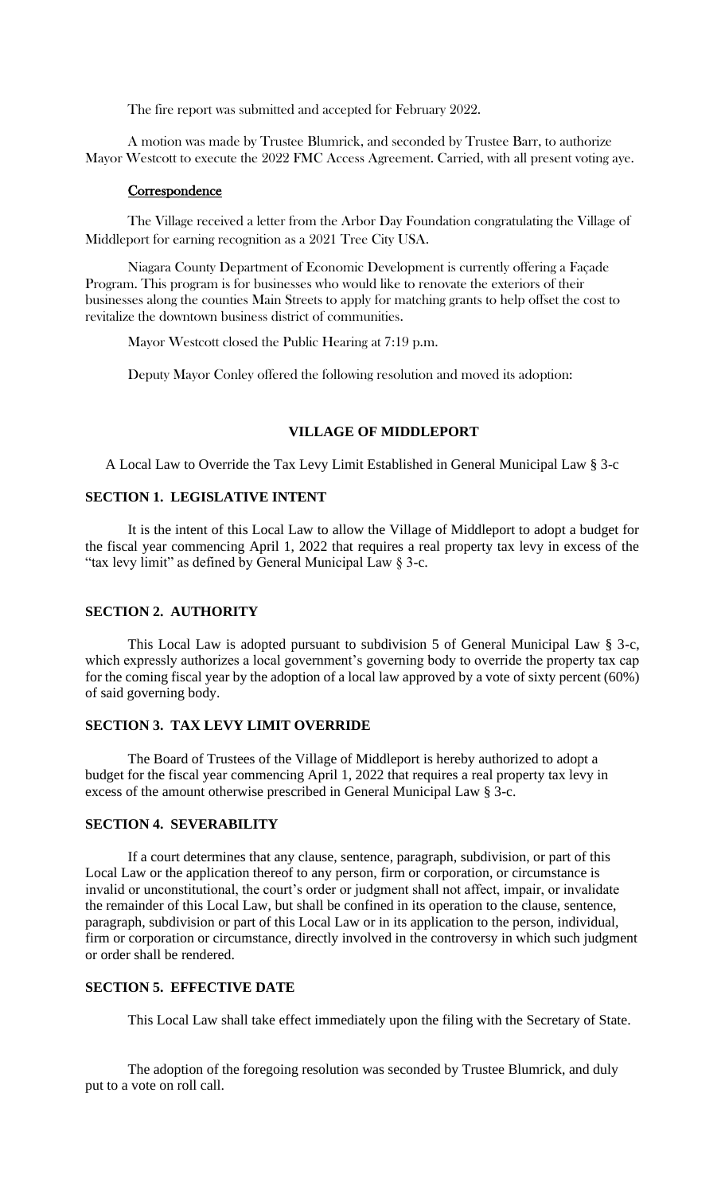The fire report was submitted and accepted for February 2022.

A motion was made by Trustee Blumrick, and seconded by Trustee Barr, to authorize Mayor Westcott to execute the 2022 FMC Access Agreement. Carried, with all present voting aye.

## Correspondence

The Village received a letter from the Arbor Day Foundation congratulating the Village of Middleport for earning recognition as a 2021 Tree City USA.

Niagara County Department of Economic Development is currently offering a Façade Program. This program is for businesses who would like to renovate the exteriors of their businesses along the counties Main Streets to apply for matching grants to help offset the cost to revitalize the downtown business district of communities.

Mayor Westcott closed the Public Hearing at 7:19 p.m.

Deputy Mayor Conley offered the following resolution and moved its adoption:

## VILLAGE OF MIDDLEPORT

A Local Law to Override the Tax Levy Limit Established in General Municipal Law § 3-c

### SECTION 1. LEGISLATIVE INTENT

It is the intent of this Local Law to allow the Village of Middleport to adopt a budget for the fiscal year commencing April 1, 2022 that requires a real property tax levy in excess of the "tax levy limit" as defined by General Municipal Law § 3-c.

### SECTION 2. AUTHORITY

This Local Law is adopted pursuant to subdivision 5 of General Municipal Law § 3-c, which expressly authorizes a local government's governing body to override the property tax cap for the coming fiscal year by the adoption of a local law approved by a vote of sixty percent (60%) of said governing body.

### SECTION 3. TAX LEVY LIMIT OVERRIDE

The Board of Trustees of the Village of Middleport is hereby authorized to adopt a budget for the fiscal year commencing April 1, 2022 that requires a real property tax levy in excess of the amount otherwise prescribed in General Municipal Law § 3-c.

### SECTION 4. SEVERABILITY

If a court determines that any clause, sentence, paragraph, subdivision, or part of this Local Law or the application thereof to any person, firm or corporation, or circumstance is invalid or unconstitutional, the court's order or judgment shall not affect, impair, or invalidate the remainder of this Local Law, but shall be confined in its operation to the clause, sentence, paragraph, subdivision or part of this Local Law or in its application to the person, individual, firm or corporation or circumstance, directly involved in the controversy in which such judgment or order shall be rendered.

### SECTION 5. EFFECTIVE DATE

This Local Law shall take effect immediately upon the filing with the Secretary of State.

The adoption of the foregoing resolution was seconded by Trustee Blumrick, and duly put to a vote on roll call.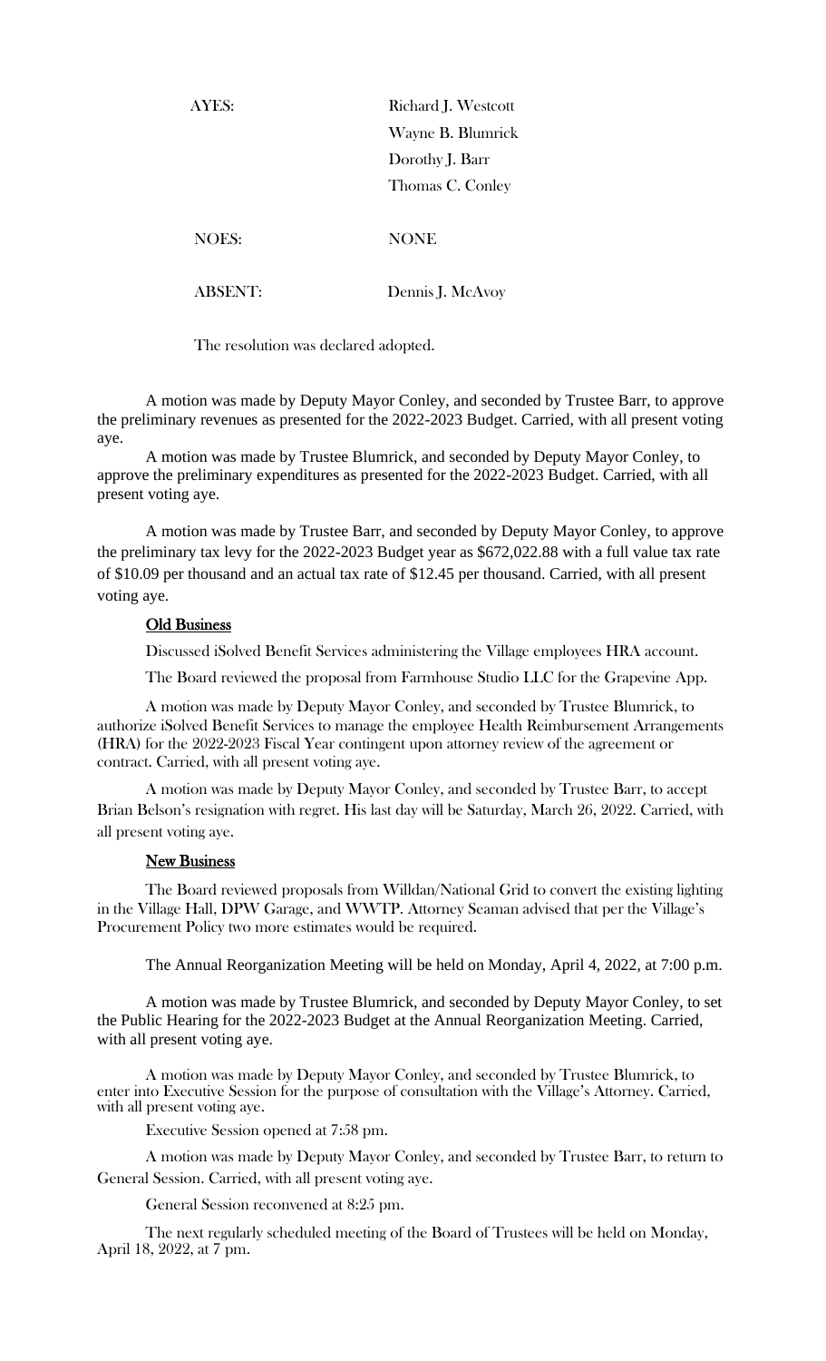| AYES: | Richard J. Westcott |
| --- | --- |
| | Wayne B. Blumrick |
| | Dorothy J. Barr |
| | Thomas C. Conley |
| NOES: | NONE |
| ABSENT: | Dennis J. McAvoy |

The resolution was declared adopted.

A motion was made by Deputy Mayor Conley, and seconded by Trustee Barr, to approve the preliminary revenues as presented for the 2022-2023 Budget. Carried, with all present voting aye.

A motion was made by Trustee Blumrick, and seconded by Deputy Mayor Conley, to approve the preliminary expenditures as presented for the 2022-2023 Budget. Carried, with all present voting aye.

A motion was made by Trustee Barr, and seconded by Deputy Mayor Conley, to approve the preliminary tax levy for the 2022-2023 Budget year as $672,022.88 with a full value tax rate of $10.09 per thousand and an actual tax rate of $12.45 per thousand. Carried, with all present voting aye.

## Old Business

Discussed iSolved Benefit Services administering the Village employees HRA account.

The Board reviewed the proposal from Farmhouse Studio LLC for the Grapevine App.

A motion was made by Deputy Mayor Conley, and seconded by Trustee Blumrick, to authorize iSolved Benefit Services to manage the employee Health Reimbursement Arrangements (HRA) for the 2022-2023 Fiscal Year contingent upon attorney review of the agreement or contract. Carried, with all present voting aye.

A motion was made by Deputy Mayor Conley, and seconded by Trustee Barr, to accept Brian Belson's resignation with regret. His last day will be Saturday, March 26, 2022. Carried, with all present voting aye.

## New Business

The Board reviewed proposals from Willdan/National Grid to convert the existing lighting in the Village Hall, DPW Garage, and WWTP. Attorney Seaman advised that per the Village's Procurement Policy two more estimates would be required.

The Annual Reorganization Meeting will be held on Monday, April 4, 2022, at 7:00 p.m.

A motion was made by Trustee Blumrick, and seconded by Deputy Mayor Conley, to set the Public Hearing for the 2022-2023 Budget at the Annual Reorganization Meeting. Carried, with all present voting aye.

A motion was made by Deputy Mayor Conley, and seconded by Trustee Blumrick, to enter into Executive Session for the purpose of consultation with the Village's Attorney. Carried, with all present voting aye.

Executive Session opened at 7:58 pm.

A motion was made by Deputy Mayor Conley, and seconded by Trustee Barr, to return to General Session. Carried, with all present voting aye.

General Session reconvened at 8:25 pm.

The next regularly scheduled meeting of the Board of Trustees will be held on Monday, April 18, 2022, at 7 pm.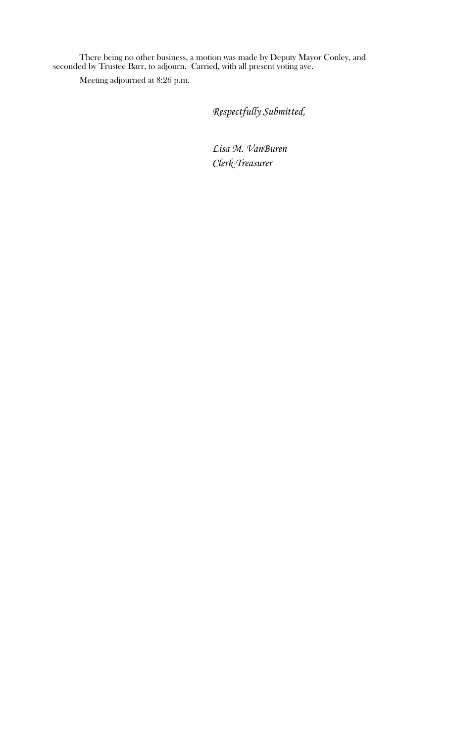There being no other business, a motion was made by Deputy Mayor Conley, and seconded by Trustee Barr, to adjourn. Carried, with all present voting aye.

Meeting adjourned at 8:26 p.m.

*Respectfully Submitted,*

*Lisa M. VanBuren*
*Clerk-Treasurer*